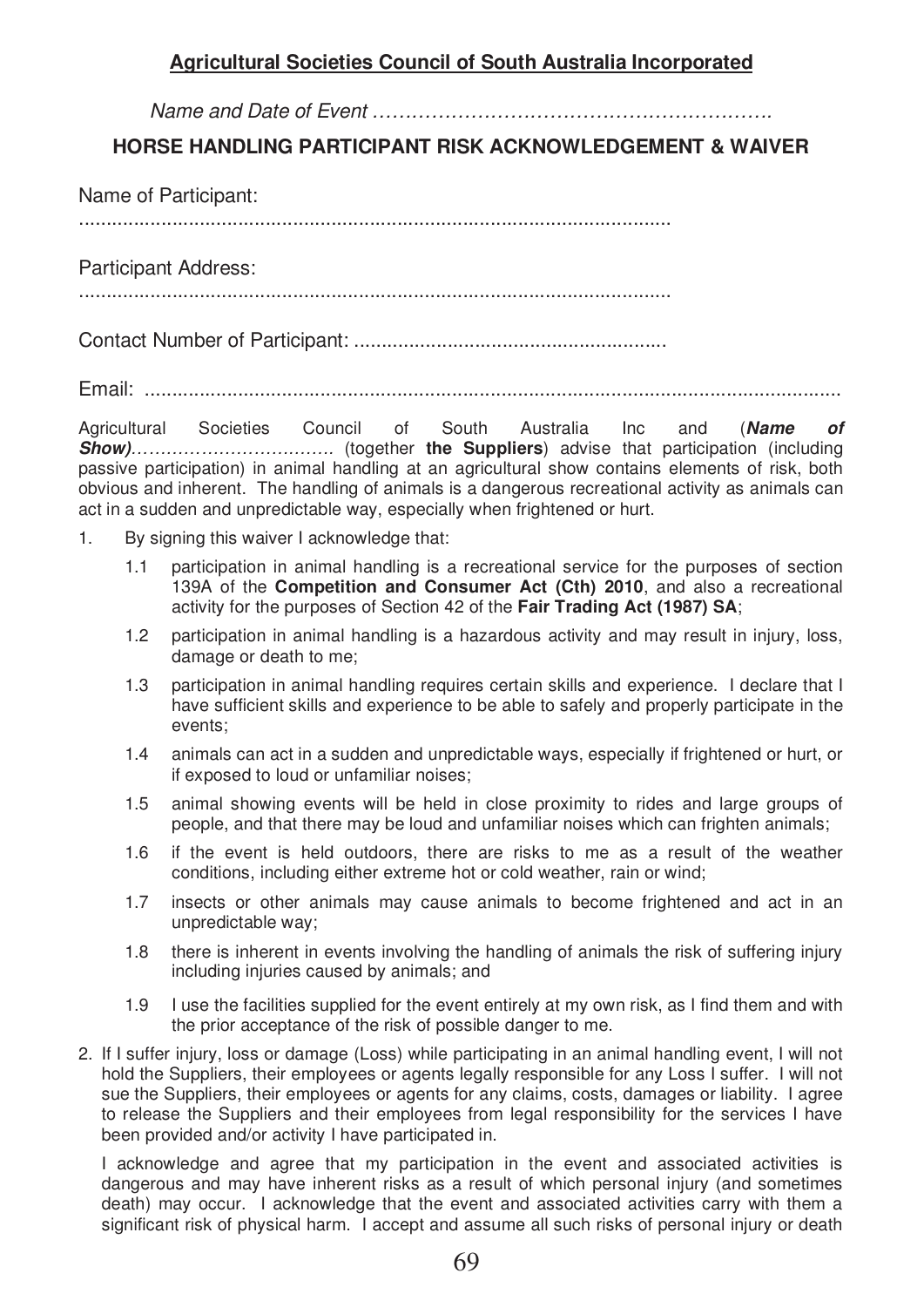**Agricultural Societies Council of South Australia Incorporated**

*Name and Date of Event* …………………………………………………….

## HORSE HANDLING PARTICIPANT RISK ACKNOWLEDGEMENT & WAIVER

Name of Participant:

............................................................................................................

Participant Address:

............................................................................................................

Contact Number of Participant: ........................................................

Email: ..................................................................................................................

Agricultural Societies Council of South Australia Inc and (***Name of Show)***………………………… (together **the Suppliers**) advise that participation (including passive participation) in animal handling at an agricultural show contains elements of risk, both obvious and inherent. The handling of animals is a dangerous recreational activity as animals can act in a sudden and unpredictable way, especially when frightened or hurt.

1. By signing this waiver I acknowledge that:

   1.1 participation in animal handling is a recreational service for the purposes of section 139A of the **Competition and Consumer Act (Cth) 2010**, and also a recreational activity for the purposes of Section 42 of the **Fair Trading Act (1987) SA**;

   1.2 participation in animal handling is a hazardous activity and may result in injury, loss, damage or death to me;

   1.3 participation in animal handling requires certain skills and experience. I declare that I have sufficient skills and experience to be able to safely and properly participate in the events;

   1.4 animals can act in a sudden and unpredictable ways, especially if frightened or hurt, or if exposed to loud or unfamiliar noises;

   1.5 animal showing events will be held in close proximity to rides and large groups of people, and that there may be loud and unfamiliar noises which can frighten animals;

   1.6 if the event is held outdoors, there are risks to me as a result of the weather conditions, including either extreme hot or cold weather, rain or wind;

   1.7 insects or other animals may cause animals to become frightened and act in an unpredictable way;

   1.8 there is inherent in events involving the handling of animals the risk of suffering injury including injuries caused by animals; and

   1.9 I use the facilities supplied for the event entirely at my own risk, as I find them and with the prior acceptance of the risk of possible danger to me.

2. If I suffer injury, loss or damage (Loss) while participating in an animal handling event, I will not hold the Suppliers, their employees or agents legally responsible for any Loss I suffer. I will not sue the Suppliers, their employees or agents for any claims, costs, damages or liability. I agree to release the Suppliers and their employees from legal responsibility for the services I have been provided and/or activity I have participated in.

   I acknowledge and agree that my participation in the event and associated activities is dangerous and may have inherent risks as a result of which personal injury (and sometimes death) may occur. I acknowledge that the event and associated activities carry with them a significant risk of physical harm. I accept and assume all such risks of personal injury or death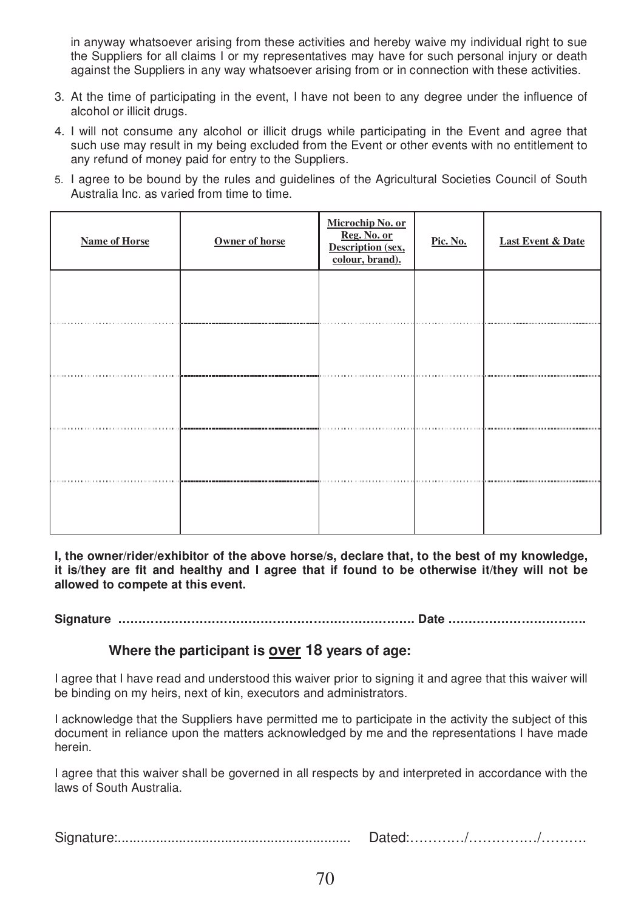in anyway whatsoever arising from these activities and hereby waive my individual right to sue the Suppliers for all claims I or my representatives may have for such personal injury or death against the Suppliers in any way whatsoever arising from or in connection with these activities.

3. At the time of participating in the event, I have not been to any degree under the influence of alcohol or illicit drugs.
4. I will not consume any alcohol or illicit drugs while participating in the Event and agree that such use may result in my being excluded from the Event or other events with no entitlement to any refund of money paid for entry to the Suppliers.
5. I agree to be bound by the rules and guidelines of the Agricultural Societies Council of South Australia Inc. as varied from time to time.

| Name of Horse | Owner of horse | Microchip No. or Reg. No. or Description (sex, colour, brand). | Pic. No. | Last Event & Date |
|---|---|---|---|---|
| | | | | |
| | | | | |
| | | | | |
| | | | | |
| | | | | |

**I, the owner/rider/exhibitor of the above horse/s, declare that, to the best of my knowledge, it is/they are fit and healthy and I agree that if found to be otherwise it/they will not be allowed to compete at this event.**

**Signature ………………………………………………………………. Date …………………………….**

### Where the participant is <u>over</u> 18 years of age:

I agree that I have read and understood this waiver prior to signing it and agree that this waiver will be binding on my heirs, next of kin, executors and administrators.

I acknowledge that the Suppliers have permitted me to participate in the activity the subject of this document in reliance upon the matters acknowledged by me and the representations I have made herein.

I agree that this waiver shall be governed in all respects by and interpreted in accordance with the laws of South Australia.

Signature:............................................................ Dated:…………/……………/……….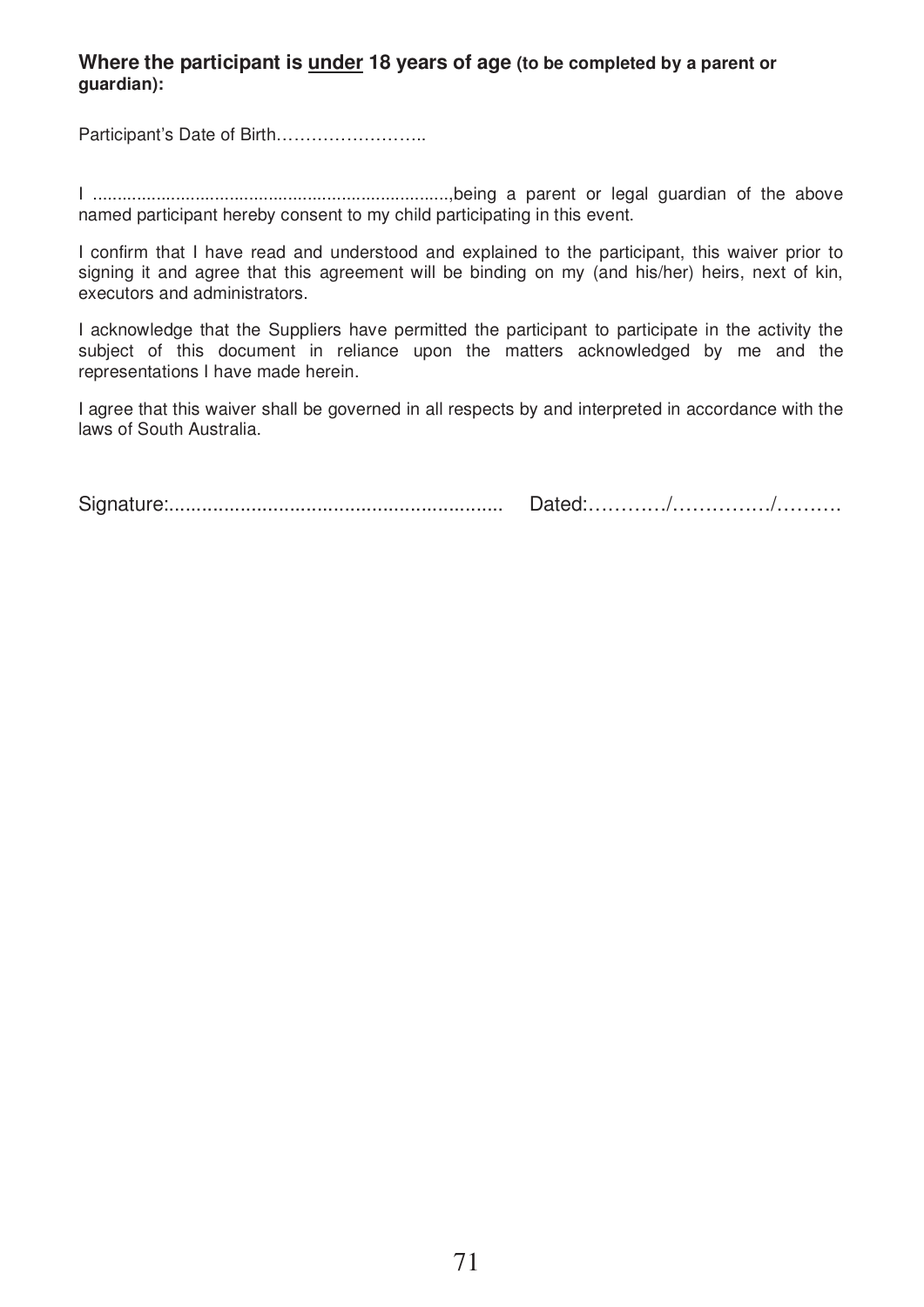**Where the participant is <u>under</u> 18 years of age (to be completed by a parent or guardian):**

Participant's Date of Birth……………………..

I ........................................................................,being a parent or legal guardian of the above named participant hereby consent to my child participating in this event.

I confirm that I have read and understood and explained to the participant, this waiver prior to signing it and agree that this agreement will be binding on my (and his/her) heirs, next of kin, executors and administrators.

I acknowledge that the Suppliers have permitted the participant to participate in the activity the subject of this document in reliance upon the matters acknowledged by me and the representations I have made herein.

I agree that this waiver shall be governed in all respects by and interpreted in accordance with the laws of South Australia.

Signature:............................................................ Dated:…………/……………/……….